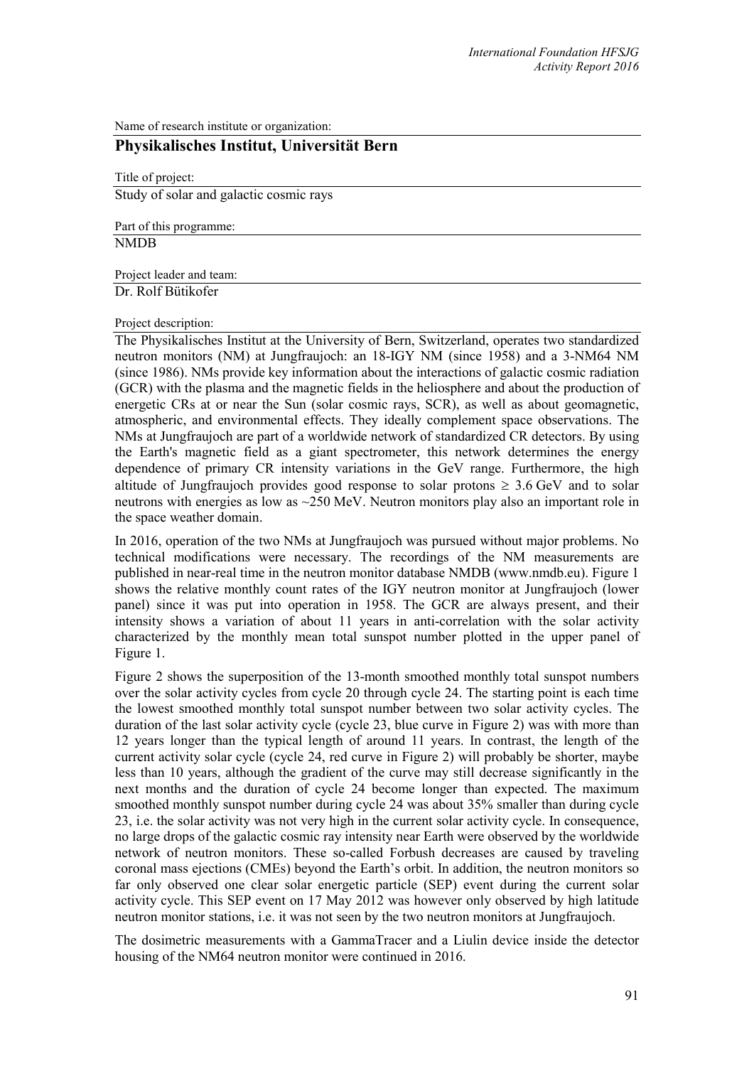Name of research institute or organization:

**Physikalisches Institut, Universität Bern**

Title of project:

Study of solar and galactic cosmic rays

Part of this programme:

NMDB

Project leader and team:

Dr. Rolf Bütikofer

Project description:

The Physikalisches Institut at the University of Bern, Switzerland, operates two standardized neutron monitors (NM) at Jungfraujoch: an 18-IGY NM (since 1958) and a 3-NM64 NM (since 1986). NMs provide key information about the interactions of galactic cosmic radiation (GCR) with the plasma and the magnetic fields in the heliosphere and about the production of energetic CRs at or near the Sun (solar cosmic rays, SCR), as well as about geomagnetic, atmospheric, and environmental effects. They ideally complement space observations. The NMs at Jungfraujoch are part of a worldwide network of standardized CR detectors. By using the Earth's magnetic field as a giant spectrometer, this network determines the energy dependence of primary CR intensity variations in the GeV range. Furthermore, the high altitude of Jungfraujoch provides good response to solar protons $\geq$ 3.6 GeV and to solar neutrons with energies as low as ~250 MeV. Neutron monitors play also an important role in the space weather domain.

In 2016, operation of the two NMs at Jungfraujoch was pursued without major problems. No technical modifications were necessary. The recordings of the NM measurements are published in near-real time in the neutron monitor database NMDB (www.nmdb.eu). Figure 1 shows the relative monthly count rates of the IGY neutron monitor at Jungfraujoch (lower panel) since it was put into operation in 1958. The GCR are always present, and their intensity shows a variation of about 11 years in anti-correlation with the solar activity characterized by the monthly mean total sunspot number plotted in the upper panel of Figure 1.

Figure 2 shows the superposition of the 13-month smoothed monthly total sunspot numbers over the solar activity cycles from cycle 20 through cycle 24. The starting point is each time the lowest smoothed monthly total sunspot number between two solar activity cycles. The duration of the last solar activity cycle (cycle 23, blue curve in Figure 2) was with more than 12 years longer than the typical length of around 11 years. In contrast, the length of the current activity solar cycle (cycle 24, red curve in Figure 2) will probably be shorter, maybe less than 10 years, although the gradient of the curve may still decrease significantly in the next months and the duration of cycle 24 become longer than expected. The maximum smoothed monthly sunspot number during cycle 24 was about 35% smaller than during cycle 23, i.e. the solar activity was not very high in the current solar activity cycle. In consequence, no large drops of the galactic cosmic ray intensity near Earth were observed by the worldwide network of neutron monitors. These so-called Forbush decreases are caused by traveling coronal mass ejections (CMEs) beyond the Earth's orbit. In addition, the neutron monitors so far only observed one clear solar energetic particle (SEP) event during the current solar activity cycle. This SEP event on 17 May 2012 was however only observed by high latitude neutron monitor stations, i.e. it was not seen by the two neutron monitors at Jungfraujoch.

The dosimetric measurements with a GammaTracer and a Liulin device inside the detector housing of the NM64 neutron monitor were continued in 2016.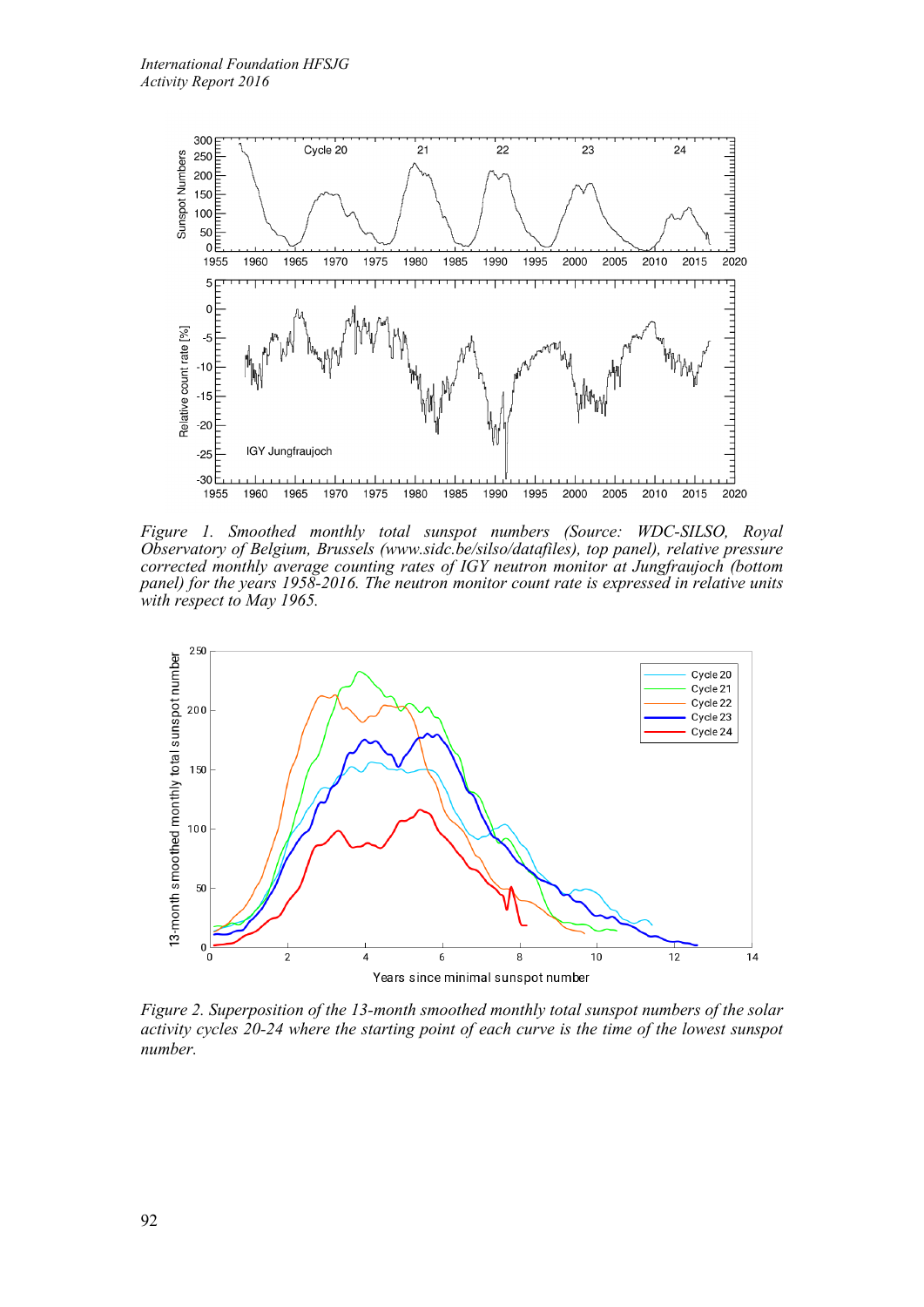*Figure 1. Smoothed monthly total sunspot numbers (Source: WDC-SILSO, Royal Observatory of Belgium, Brussels (www.sidc.be/silso/datafiles), top panel), relative pressure corrected monthly average counting rates of IGY neutron monitor at Jungfraujoch (bottom panel) for the years 1958-2016. The neutron monitor count rate is expressed in relative units with respect to May 1965.*

*Figure 2. Superposition of the 13-month smoothed monthly total sunspot numbers of the solar activity cycles 20-24 where the starting point of each curve is the time of the lowest sunspot number.*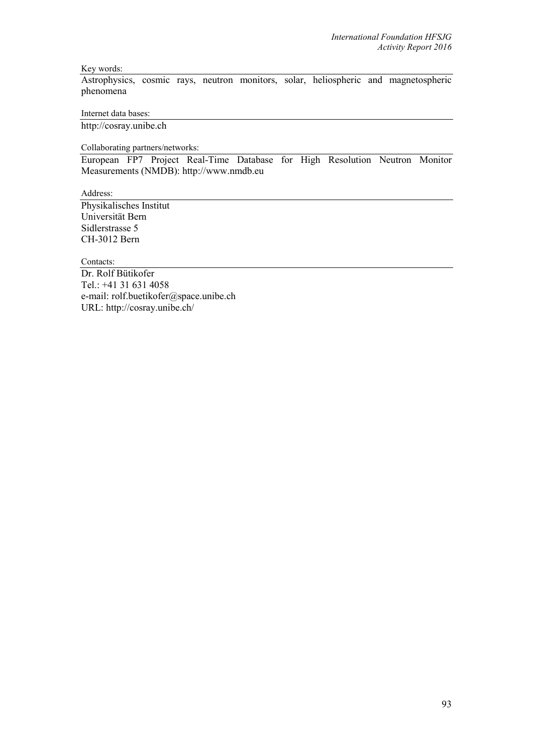Key words:

Astrophysics, cosmic rays, neutron monitors, solar, heliospheric and magnetospheric phenomena

Internet data bases:

http://cosray.unibe.ch

Collaborating partners/networks:

European FP7 Project Real-Time Database for High Resolution Neutron Monitor Measurements (NMDB): http://www.nmdb.eu

Address:

Physikalisches Institut
Universität Bern
Sidlerstrasse 5
CH-3012 Bern

Contacts:

Dr. Rolf Bütikofer
Tel.: +41 31 631 4058
e-mail: rolf.buetikofer@space.unibe.ch
URL: http://cosray.unibe.ch/